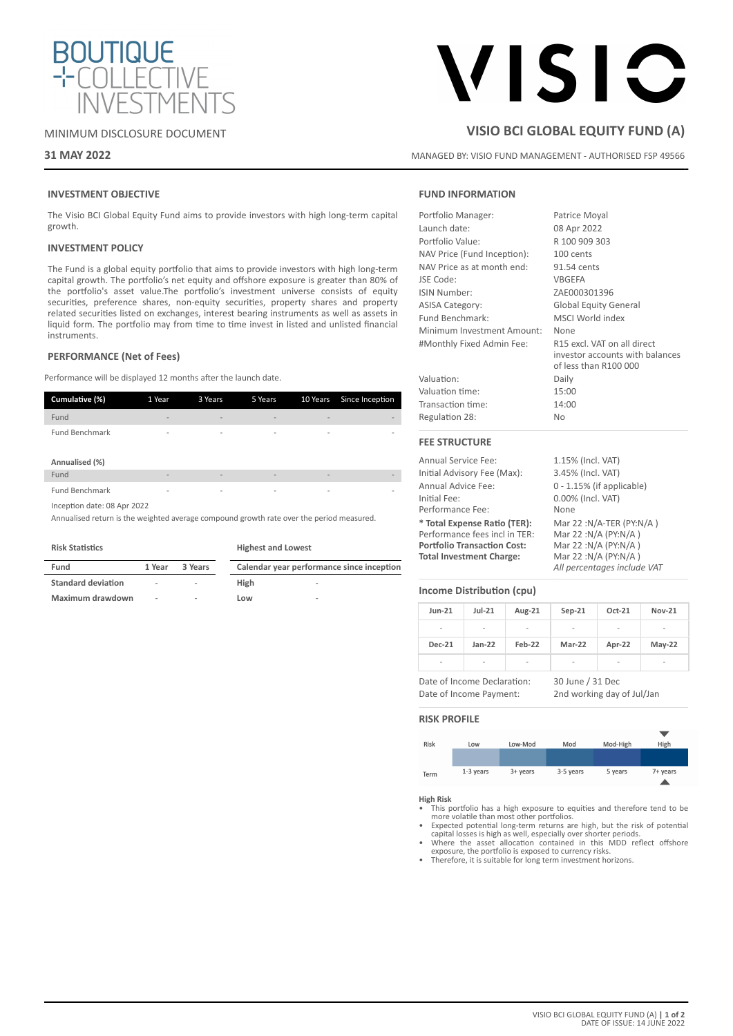BOUTIQUE COLLECTIVE INVESTMENTS

MINIMUM DISCLOSURE DOCUMENT

**31 MAY 2022**

VISIO

## VISIO BCI GLOBAL EQUITY FUND (A)

MANAGED BY: VISIO FUND MANAGEMENT - AUTHORISED FSP 49566

### INVESTMENT OBJECTIVE

The Visio BCI Global Equity Fund aims to provide investors with high long-term capital growth.

### INVESTMENT POLICY

The Fund is a global equity portfolio that aims to provide investors with high long-term capital growth. The portfolio's net equity and offshore exposure is greater than 80% of the portfolio's asset value.The portfolio's investment universe consists of equity securities, preference shares, non-equity securities, property shares and property related securities listed on exchanges, interest bearing instruments as well as assets in liquid form. The portfolio may from time to time invest in listed and unlisted financial instruments.

### PERFORMANCE (Net of Fees)

Performance will be displayed 12 months after the launch date.

| Cumulative (%) | 1 Year | 3 Years | 5 Years | 10 Years | Since Inception |
|---|---|---|---|---|---|
| Fund | - | - | - | - | - |
| Fund Benchmark | - | - | - | - | - |

| Annualised (%) | 1 Year | 3 Years | 5 Years | 10 Years | Since Inception |
|---|---|---|---|---|---|
| Fund | - | - | - | - | - |
| Fund Benchmark | - | - | - | - | - |

Inception date: 08 Apr 2022

Annualised return is the weighted average compound growth rate over the period measured.

**Risk Statistics**

| Fund | 1 Year | 3 Years |
|---|---|---|
| Standard deviation | - | - |
| Maximum drawdown | - | - |

**Highest and Lowest**

| Calendar year performance since inception | |
|---|---|
| High | - |
| Low | - |

### FUND INFORMATION

| | |
|---|---|
| Portfolio Manager: | Patrice Moyal |
| Launch date: | 08 Apr 2022 |
| Portfolio Value: | R 100 909 303 |
| NAV Price (Fund Inception): | 100 cents |
| NAV Price as at month end: | 91.54 cents |
| JSE Code: | VBGEFA |
| ISIN Number: | ZAE000301396 |
| ASISA Category: | Global Equity General |
| Fund Benchmark: | MSCI World index |
| Minimum Investment Amount: | None |
| #Monthly Fixed Admin Fee: | R15 excl. VAT on all direct investor accounts with balances of less than R100 000 |
| Valuation: | Daily |
| Valuation time: | 15:00 |
| Transaction time: | 14:00 |
| Regulation 28: | No |

### FEE STRUCTURE

| | |
|---|---|
| Annual Service Fee: | 1.15% (Incl. VAT) |
| Initial Advisory Fee (Max): | 3.45% (Incl. VAT) |
| Annual Advice Fee: | 0 - 1.15% (if applicable) |
| Initial Fee: | 0.00% (Incl. VAT) |
| Performance Fee: | None |
| **\* Total Expense Ratio (TER):** | Mar 22 :N/A-TER (PY:N/A ) |
| Performance fees incl in TER: | Mar 22 :N/A (PY:N/A ) |
| **Portfolio Transaction Cost:** | Mar 22 :N/A (PY:N/A ) |
| **Total Investment Charge:** | Mar 22 :N/A (PY:N/A ) |

*All percentages include VAT*

### Income Distribution (cpu)

| Jun-21 | Jul-21 | Aug-21 | Sep-21 | Oct-21 | Nov-21 |
|---|---|---|---|---|---|
| - | - | - | - | - | - |
| **Dec-21** | **Jan-22** | **Feb-22** | **Mar-22** | **Apr-22** | **May-22** |
| - | - | - | - | - | - |

| | |
|---|---|
| Date of Income Declaration: | 30 June / 31 Dec |
| Date of Income Payment: | 2nd working day of Jul/Jan |

### RISK PROFILE

| Risk | Low | Low-Mod | Mod | Mod-High | High |
|---|---|---|---|---|---|
| Term | 1-3 years | 3+ years | 3-5 years | 5 years | 7+ years |

**High Risk**

- This portfolio has a high exposure to equities and therefore tend to be more volatile than most other portfolios.
- Expected potential long-term returns are high, but the risk of potential capital losses is high as well, especially over shorter periods.
- Where the asset allocation contained in this MDD reflect offshore exposure, the portfolio is exposed to currency risks.
- Therefore, it is suitable for long term investment horizons.

DATE OF ISSUE: 14 JUNE 2022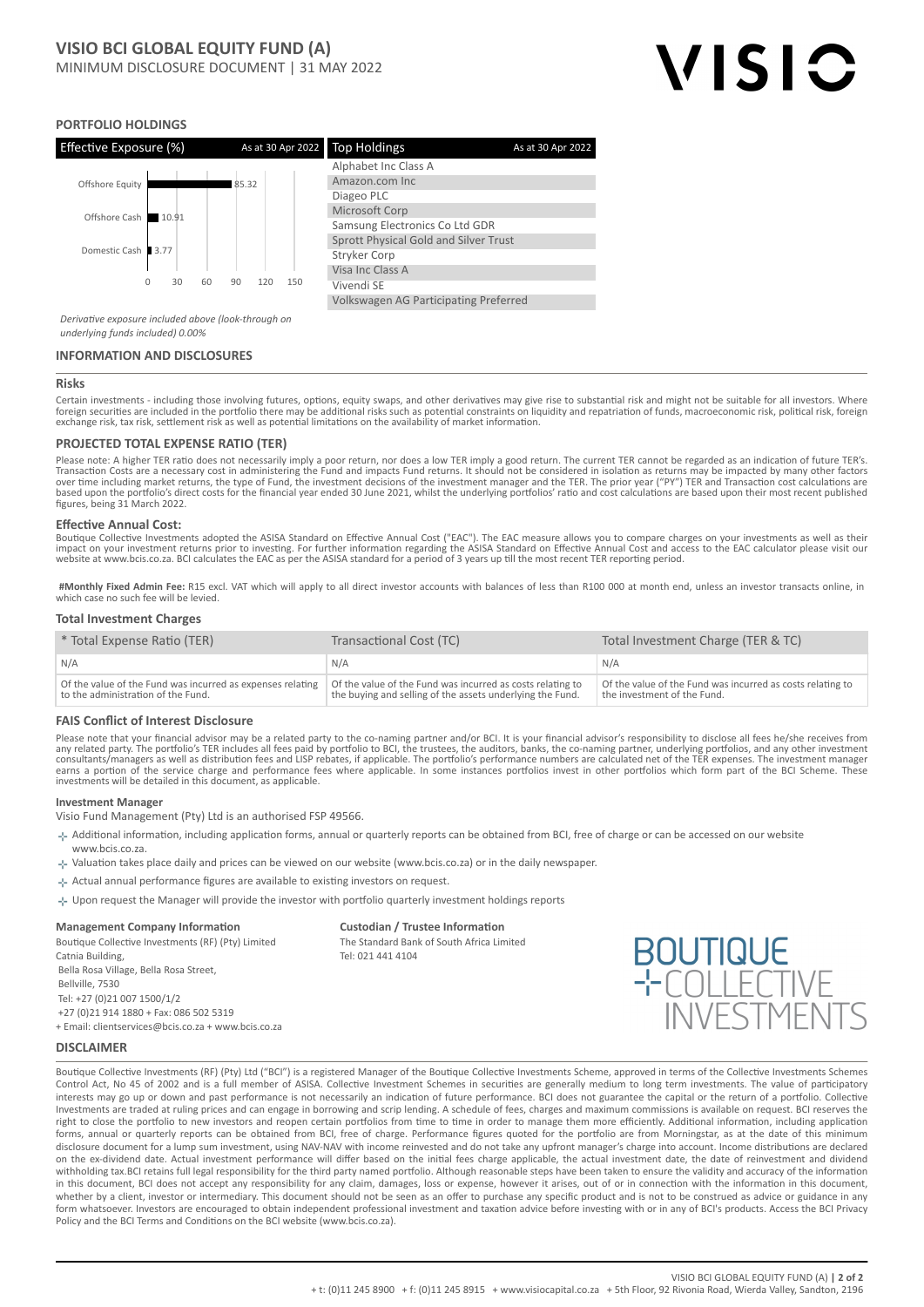# VISIO BCI GLOBAL EQUITY FUND (A)

MINIMUM DISCLOSURE DOCUMENT | 31 MAY 2022

VISIO

## PORTFOLIO HOLDINGS

**Effective Exposure (%)** As at 30 Apr 2022

Offshore Equity 85.32

Offshore Cash 10.91

Domestic Cash 3.77

0 30 60 90 120 150

*Derivative exposure included above (look-through on underlying funds included) 0.00%*

| Top Holdings | As at 30 Apr 2022 |
|---|---|
| Alphabet Inc Class A | |
| Amazon.com Inc | |
| Diageo PLC | |
| Microsoft Corp | |
| Samsung Electronics Co Ltd GDR | |
| Sprott Physical Gold and Silver Trust | |
| Stryker Corp | |
| Visa Inc Class A | |
| Vivendi SE | |
| Volkswagen AG Participating Preferred | |

## INFORMATION AND DISCLOSURES

### Risks

Certain investments - including those involving futures, options, equity swaps, and other derivatives may give rise to substantial risk and might not be suitable for all investors. Where foreign securities are included in the portfolio there may be additional risks such as potential constraints on liquidity and repatriation of funds, macroeconomic risk, political risk, foreign exchange risk, tax risk, settlement risk as well as potential limitations on the availability of market information.

### PROJECTED TOTAL EXPENSE RATIO (TER)

Please note: A higher TER ratio does not necessarily imply a poor return, nor does a low TER imply a good return. The current TER cannot be regarded as an indication of future TER's. Transaction Costs are a necessary cost in administering the Fund and impacts Fund returns. It should not be considered in isolation as returns may be impacted by many other factors over time including market returns, the type of Fund, the investment decisions of the investment manager and the TER. The prior year ("PY") TER and Transaction cost calculations are based upon the portfolio's direct costs for the financial year ended 30 June 2021, whilst the underlying portfolios' ratio and cost calculations are based upon their most recent published figures, being 31 March 2022.

### Effective Annual Cost:

Boutique Collective Investments adopted the ASISA Standard on Effective Annual Cost ("EAC"). The EAC measure allows you to compare charges on your investments as well as their impact on your investment returns prior to investing. For further information regarding the ASISA Standard on Effective Annual Cost and access to the EAC calculator please visit our website at www.bcis.co.za. BCI calculates the EAC as per the ASISA standard for a period of 3 years up till the most recent TER reporting period.

**#Monthly Fixed Admin Fee:** R15 excl. VAT which will apply to all direct investor accounts with balances of less than R100 000 at month end, unless an investor transacts online, in which case no such fee will be levied.

### Total Investment Charges

| * Total Expense Ratio (TER) | Transactional Cost (TC) | Total Investment Charge (TER & TC) |
|---|---|---|
| N/A | N/A | N/A |
| Of the value of the Fund was incurred as expenses relating to the administration of the Fund. | Of the value of the Fund was incurred as costs relating to the buying and selling of the assets underlying the Fund. | Of the value of the Fund was incurred as costs relating to the investment of the Fund. |

### FAIS Conflict of Interest Disclosure

Please note that your financial advisor may be a related party to the co-naming partner and/or BCI. It is your financial advisor's responsibility to disclose all fees he/she receives from any related party. The portfolio's TER includes all fees paid by portfolio to BCI, the trustees, the auditors, banks, the co-naming partner, underlying portfolios, and any other investment consultants/managers as well as distribution fees and LISP rebates, if applicable. The portfolio's performance numbers are calculated net of the TER expenses. The investment manager earns a portion of the service charge and performance fees where applicable. In some instances portfolios invest in other portfolios which form part of the BCI Scheme. These investments will be detailed in this document, as applicable.

### Investment Manager

Visio Fund Management (Pty) Ltd is an authorised FSP 49566.

- Additional information, including application forms, annual or quarterly reports can be obtained from BCI, free of charge or can be accessed on our website www.bcis.co.za.
- Valuation takes place daily and prices can be viewed on our website (www.bcis.co.za) or in the daily newspaper.
- Actual annual performance figures are available to existing investors on request.
- Upon request the Manager will provide the investor with portfolio quarterly investment holdings reports

### Management Company Information

Boutique Collective Investments (RF) (Pty) Limited
Catnia Building,
Bella Rosa Village, Bella Rosa Street,
Bellville, 7530
Tel: +27 (0)21 007 1500/1/2
+27 (0)21 914 1880 + Fax: 086 502 5319
+ Email: clientservices@bcis.co.za + www.bcis.co.za

### Custodian / Trustee Information

The Standard Bank of South Africa Limited
Tel: 021 441 4104

BOUTIQUE COLLECTIVE INVESTMENTS

## DISCLAIMER

Boutique Collective Investments (RF) (Pty) Ltd ("BCI") is a registered Manager of the Boutique Collective Investments Scheme, approved in terms of the Collective Investments Schemes Control Act, No 45 of 2002 and is a full member of ASISA. Collective Investment Schemes in securities are generally medium to long term investments. The value of participatory interests may go up or down and past performance is not necessarily an indication of future performance. BCI does not guarantee the capital or the return of a portfolio. Collective Investments are traded at ruling prices and can engage in borrowing and scrip lending. A schedule of fees, charges and maximum commissions is available on request. BCI reserves the right to close the portfolio to new investors and reopen certain portfolios from time to time in order to manage them more efficiently. Additional information, including application forms, annual or quarterly reports can be obtained from BCI, free of charge. Performance figures quoted for the portfolio are from Morningstar, as at the date of this minimum disclosure document for a lump sum investment, using NAV-NAV with income reinvested and do not take any upfront manager's charge into account. Income distributions are declared on the ex-dividend date. Actual investment performance will differ based on the initial fees charge applicable, the actual investment date, the date of reinvestment and dividend withholding tax.BCI retains full legal responsibility for the third party named portfolio. Although reasonable steps have been taken to ensure the validity and accuracy of the information in this document, BCI does not accept any responsibility for any claim, damages, loss or expense, however it arises, out of or in connection with the information in this document, whether by a client, investor or intermediary. This document should not be seen as an offer to purchase any specific product and is not to be construed as advice or guidance in any form whatsoever. Investors are encouraged to obtain independent professional investment and taxation advice before investing with or in any of BCI's products. Access the BCI Privacy Policy and the BCI Terms and Conditions on the BCI website (www.bcis.co.za).

+ t: (0)11 245 8900 + f: (0)11 245 8915 + www.visiocapital.co.za + 5th Floor, 92 Rivonia Road, Wierda Valley, Sandton, 2196